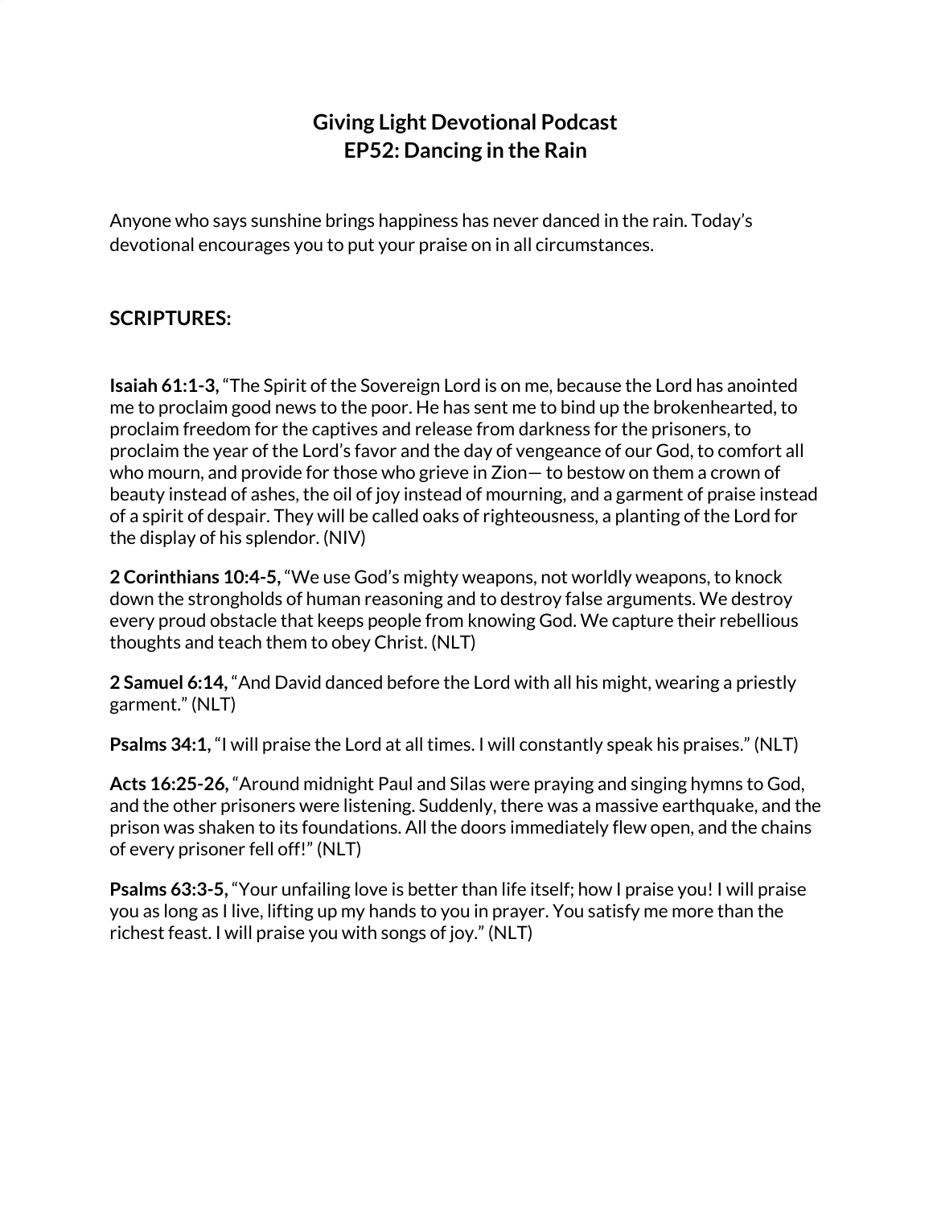# Giving Light Devotional Podcast
# EP52: Dancing in the Rain

Anyone who says sunshine brings happiness has never danced in the rain. Today's devotional encourages you to put your praise on in all circumstances.

## SCRIPTURES:

**Isaiah 61:1-3,** "The Spirit of the Sovereign Lord is on me, because the Lord has anointed me to proclaim good news to the poor. He has sent me to bind up the brokenhearted, to proclaim freedom for the captives and release from darkness for the prisoners, to proclaim the year of the Lord's favor and the day of vengeance of our God, to comfort all who mourn, and provide for those who grieve in Zion— to bestow on them a crown of beauty instead of ashes, the oil of joy instead of mourning, and a garment of praise instead of a spirit of despair. They will be called oaks of righteousness, a planting of the Lord for the display of his splendor. (NIV)

**2 Corinthians 10:4-5,** "We use God's mighty weapons, not worldly weapons, to knock down the strongholds of human reasoning and to destroy false arguments. We destroy every proud obstacle that keeps people from knowing God. We capture their rebellious thoughts and teach them to obey Christ. (NLT)

**2 Samuel 6:14,** "And David danced before the Lord with all his might, wearing a priestly garment." (NLT)

**Psalms 34:1,** "I will praise the Lord at all times. I will constantly speak his praises." (NLT)

**Acts 16:25-26,** "Around midnight Paul and Silas were praying and singing hymns to God, and the other prisoners were listening. Suddenly, there was a massive earthquake, and the prison was shaken to its foundations. All the doors immediately flew open, and the chains of every prisoner fell off!" (NLT)

**Psalms 63:3-5,** "Your unfailing love is better than life itself; how I praise you! I will praise you as long as I live, lifting up my hands to you in prayer. You satisfy me more than the richest feast. I will praise you with songs of joy." (NLT)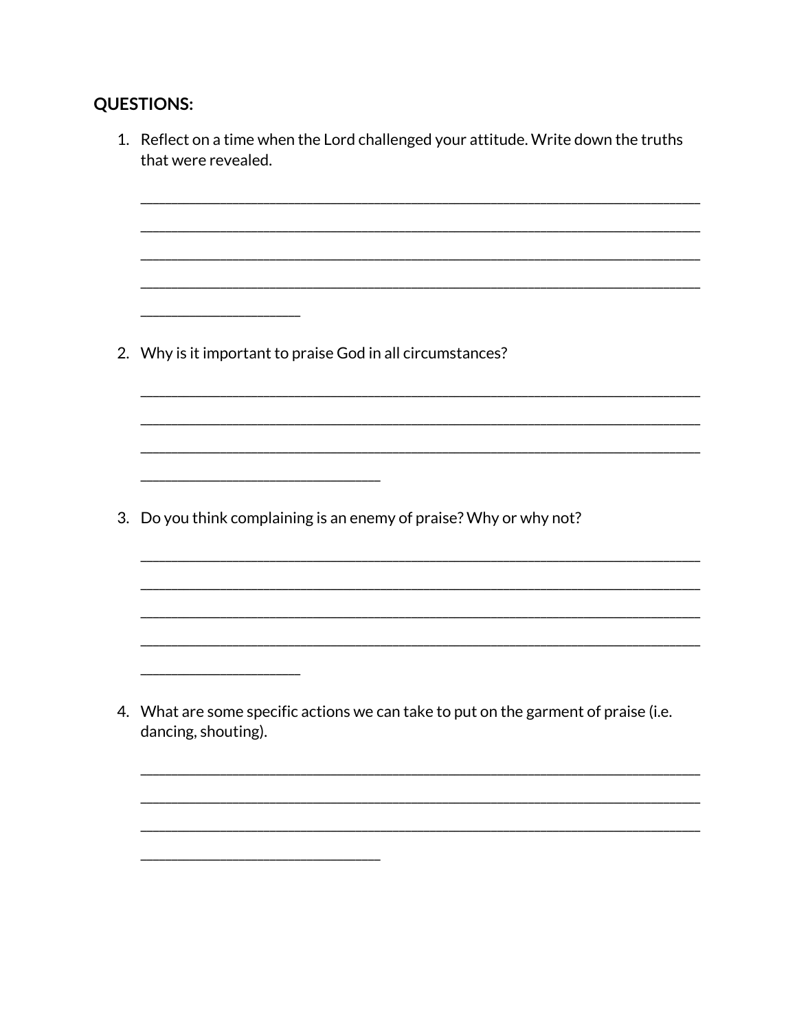**QUESTIONS:**

1. Reflect on a time when the Lord challenged your attitude. Write down the truths that were revealed.

   ___________________________________________________________________________

   ___________________________________________________________________________

   ___________________________________________________________________________

   ___________________________________________________________________________

   _____________________

2. Why is it important to praise God in all circumstances?

   ___________________________________________________________________________

   ___________________________________________________________________________

   ___________________________________________________________________________

   ________________________________

3. Do you think complaining is an enemy of praise? Why or why not?

   ___________________________________________________________________________

   ___________________________________________________________________________

   ___________________________________________________________________________

   ___________________________________________________________________________

   _____________________

4. What are some specific actions we can take to put on the garment of praise (i.e. dancing, shouting).

   ___________________________________________________________________________

   ___________________________________________________________________________

   ___________________________________________________________________________

   ________________________________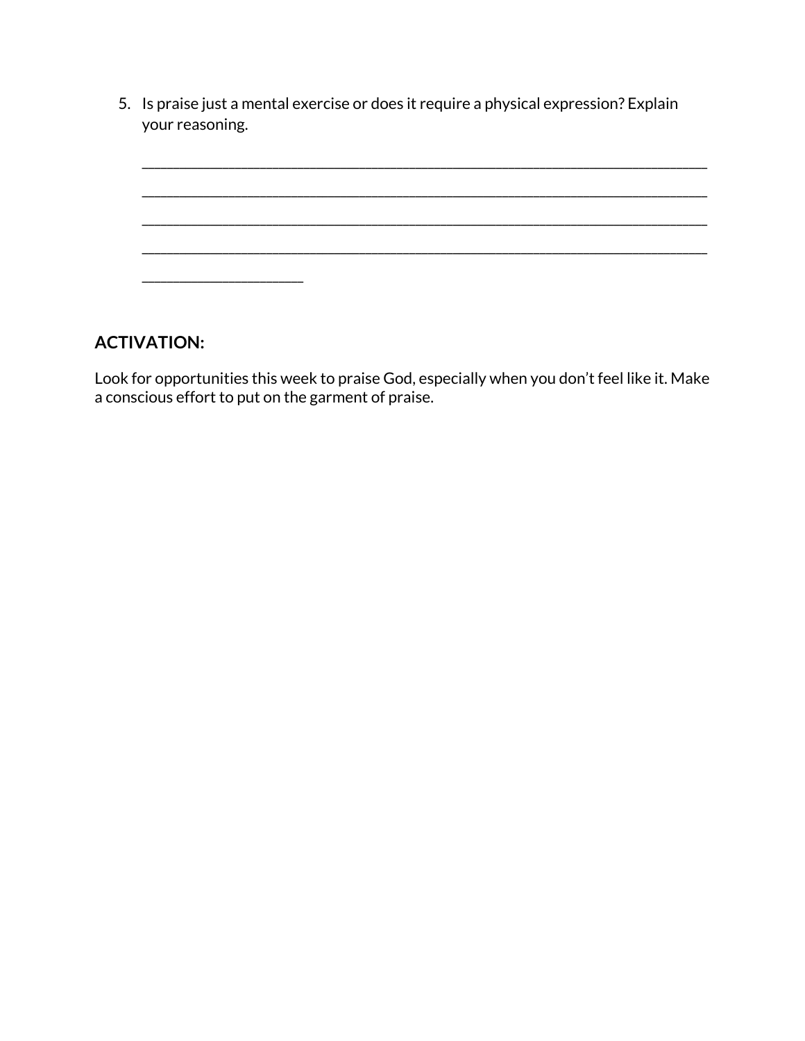5. Is praise just a mental exercise or does it require a physical expression? Explain your reasoning.

   ______________________________________________________________________________

   ______________________________________________________________________________

   ______________________________________________________________________________

   ______________________________________________________________________________

   ______________________

## ACTIVATION:

Look for opportunities this week to praise God, especially when you don't feel like it. Make a conscious effort to put on the garment of praise.